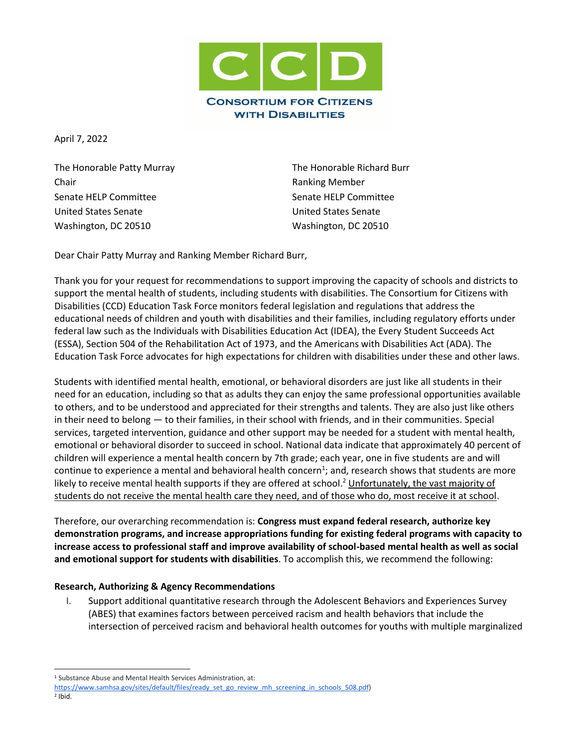CONSORTIUM FOR CITIZENS WITH DISABILITIES

April 7, 2022

The Honorable Patty Murray
Chair
Senate HELP Committee
United States Senate
Washington, DC 20510

The Honorable Richard Burr
Ranking Member
Senate HELP Committee
United States Senate
Washington, DC 20510

Dear Chair Patty Murray and Ranking Member Richard Burr,

Thank you for your request for recommendations to support improving the capacity of schools and districts to support the mental health of students, including students with disabilities. The Consortium for Citizens with Disabilities (CCD) Education Task Force monitors federal legislation and regulations that address the educational needs of children and youth with disabilities and their families, including regulatory efforts under federal law such as the Individuals with Disabilities Education Act (IDEA), the Every Student Succeeds Act (ESSA), Section 504 of the Rehabilitation Act of 1973, and the Americans with Disabilities Act (ADA). The Education Task Force advocates for high expectations for children with disabilities under these and other laws.

Students with identified mental health, emotional, or behavioral disorders are just like all students in their need for an education, including so that as adults they can enjoy the same professional opportunities available to others, and to be understood and appreciated for their strengths and talents. They are also just like others in their need to belong — to their families, in their school with friends, and in their communities. Special services, targeted intervention, guidance and other support may be needed for a student with mental health, emotional or behavioral disorder to succeed in school. National data indicate that approximately 40 percent of children will experience a mental health concern by 7th grade; each year, one in five students are and will continue to experience a mental and behavioral health concern[1]; and, research shows that students are more likely to receive mental health supports if they are offered at school.[2] Unfortunately, the vast majority of students do not receive the mental health care they need, and of those who do, most receive it at school.

Therefore, our overarching recommendation is: **Congress must expand federal research, authorize key demonstration programs, and increase appropriations funding for existing federal programs with capacity to increase access to professional staff and improve availability of school-based mental health as well as social and emotional support for students with disabilities**. To accomplish this, we recommend the following:

**Research, Authorizing & Agency Recommendations**

I. Support additional quantitative research through the Adolescent Behaviors and Experiences Survey (ABES) that examines factors between perceived racism and health behaviors that include the intersection of perceived racism and behavioral health outcomes for youths with multiple marginalized

[1] Substance Abuse and Mental Health Services Administration, at: https://www.samhsa.gov/sites/default/files/ready_set_go_review_mh_screening_in_schools_508.pdf)

[2] Ibid.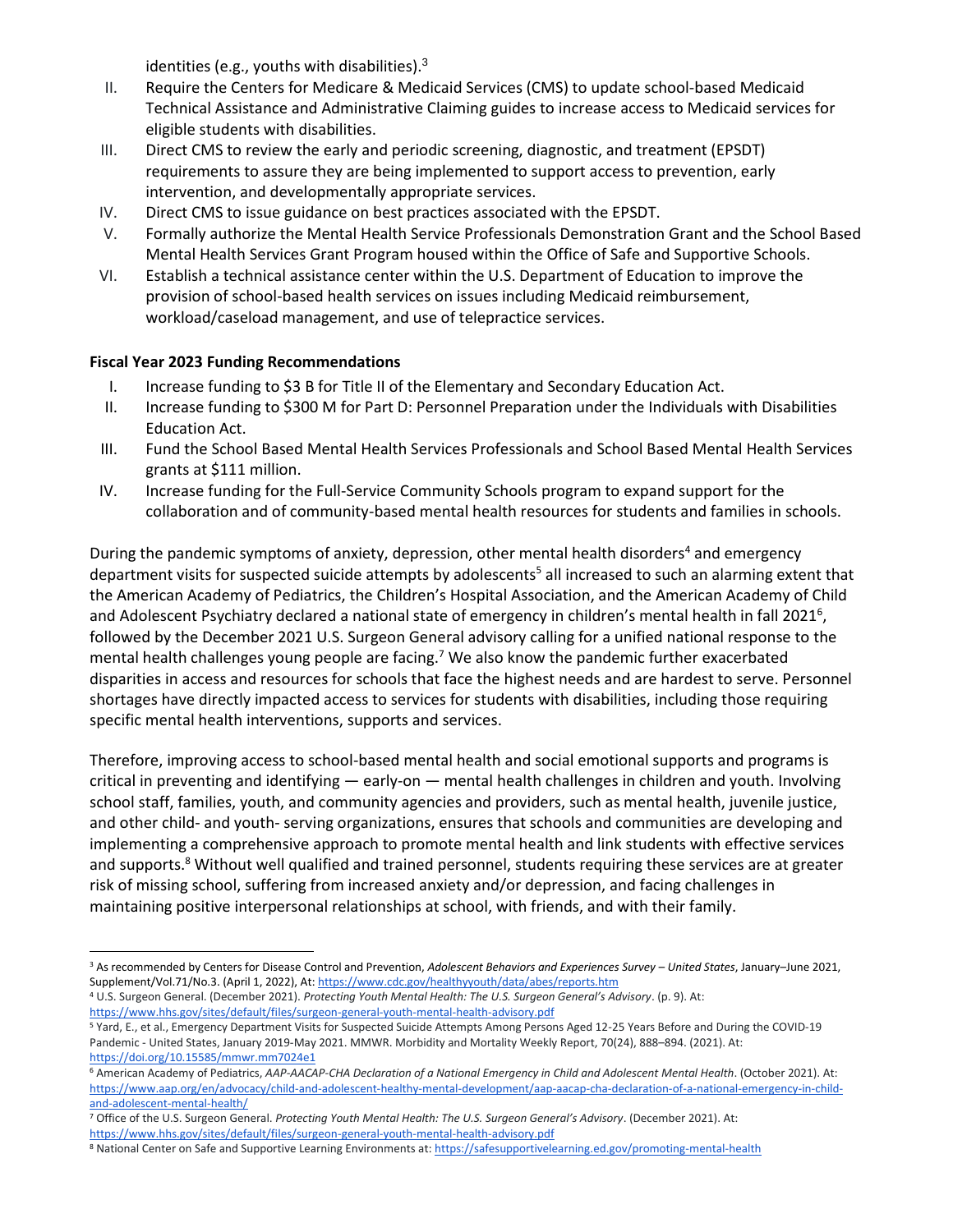identities (e.g., youths with disabilities).[3]

II. Require the Centers for Medicare & Medicaid Services (CMS) to update school-based Medicaid Technical Assistance and Administrative Claiming guides to increase access to Medicaid services for eligible students with disabilities.
III. Direct CMS to review the early and periodic screening, diagnostic, and treatment (EPSDT) requirements to assure they are being implemented to support access to prevention, early intervention, and developmentally appropriate services.
IV. Direct CMS to issue guidance on best practices associated with the EPSDT.
V. Formally authorize the Mental Health Service Professionals Demonstration Grant and the School Based Mental Health Services Grant Program housed within the Office of Safe and Supportive Schools.
VI. Establish a technical assistance center within the U.S. Department of Education to improve the provision of school-based health services on issues including Medicaid reimbursement, workload/caseload management, and use of telepractice services.

**Fiscal Year 2023 Funding Recommendations**

I. Increase funding to $3 B for Title II of the Elementary and Secondary Education Act.
II. Increase funding to $300 M for Part D: Personnel Preparation under the Individuals with Disabilities Education Act.
III. Fund the School Based Mental Health Services Professionals and School Based Mental Health Services grants at $111 million.
IV. Increase funding for the Full-Service Community Schools program to expand support for the collaboration and of community-based mental health resources for students and families in schools.

During the pandemic symptoms of anxiety, depression, other mental health disorders[4] and emergency department visits for suspected suicide attempts by adolescents[5] all increased to such an alarming extent that the American Academy of Pediatrics, the Children's Hospital Association, and the American Academy of Child and Adolescent Psychiatry declared a national state of emergency in children's mental health in fall 2021[6], followed by the December 2021 U.S. Surgeon General advisory calling for a unified national response to the mental health challenges young people are facing.[7] We also know the pandemic further exacerbated disparities in access and resources for schools that face the highest needs and are hardest to serve. Personnel shortages have directly impacted access to services for students with disabilities, including those requiring specific mental health interventions, supports and services.

Therefore, improving access to school-based mental health and social emotional supports and programs is critical in preventing and identifying — early-on — mental health challenges in children and youth. Involving school staff, families, youth, and community agencies and providers, such as mental health, juvenile justice, and other child- and youth- serving organizations, ensures that schools and communities are developing and implementing a comprehensive approach to promote mental health and link students with effective services and supports.[8] Without well qualified and trained personnel, students requiring these services are at greater risk of missing school, suffering from increased anxiety and/or depression, and facing challenges in maintaining positive interpersonal relationships at school, with friends, and with their family.

---

[3] As recommended by Centers for Disease Control and Prevention, *Adolescent Behaviors and Experiences Survey – United States*, January–June 2021, Supplement/Vol.71/No.3. (April 1, 2022), At: https://www.cdc.gov/healthyyouth/data/abes/reports.htm

[4] U.S. Surgeon General. (December 2021). *Protecting Youth Mental Health: The U.S. Surgeon General's Advisory*. (p. 9). At: https://www.hhs.gov/sites/default/files/surgeon-general-youth-mental-health-advisory.pdf

[5] Yard, E., et al., Emergency Department Visits for Suspected Suicide Attempts Among Persons Aged 12-25 Years Before and During the COVID-19 Pandemic - United States, January 2019-May 2021. MMWR. Morbidity and Mortality Weekly Report, 70(24), 888–894. (2021). At: https://doi.org/10.15585/mmwr.mm7024e1

[6] American Academy of Pediatrics, *AAP-AACAP-CHA Declaration of a National Emergency in Child and Adolescent Mental Health*. (October 2021). At: https://www.aap.org/en/advocacy/child-and-adolescent-healthy-mental-development/aap-aacap-cha-declaration-of-a-national-emergency-in-child-and-adolescent-mental-health/

[7] Office of the U.S. Surgeon General. *Protecting Youth Mental Health: The U.S. Surgeon General's Advisory*. (December 2021). At: https://www.hhs.gov/sites/default/files/surgeon-general-youth-mental-health-advisory.pdf

[8] National Center on Safe and Supportive Learning Environments at: https://safesupportivelearning.ed.gov/promoting-mental-health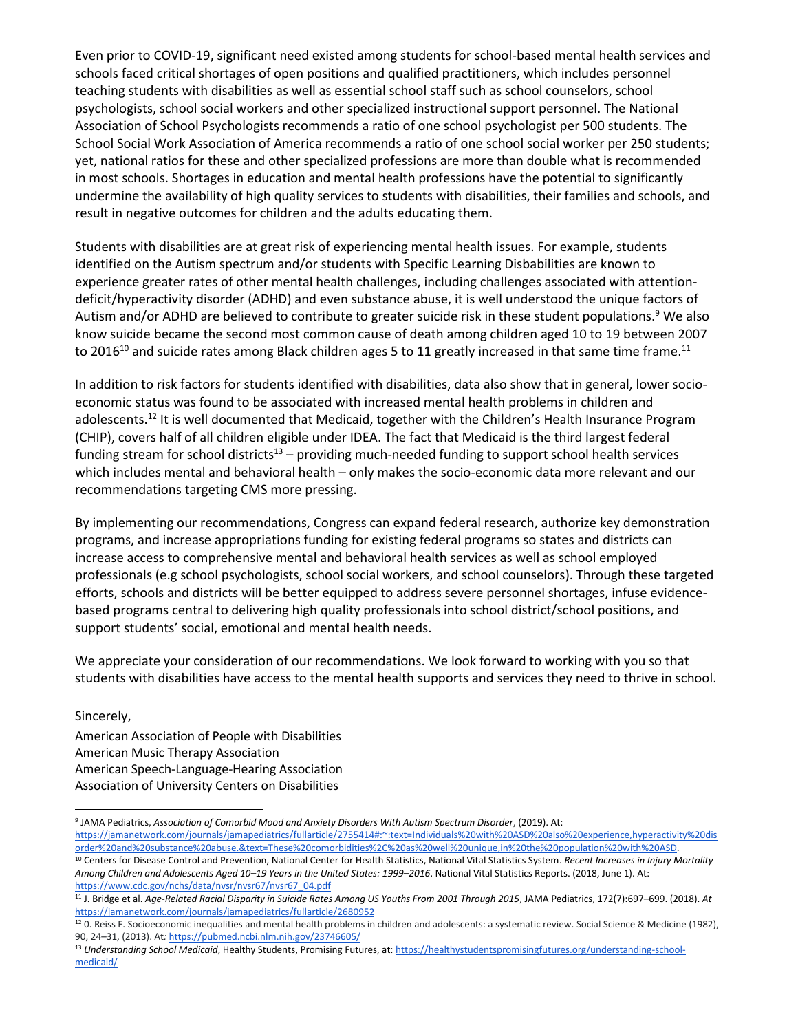Even prior to COVID-19, significant need existed among students for school-based mental health services and schools faced critical shortages of open positions and qualified practitioners, which includes personnel teaching students with disabilities as well as essential school staff such as school counselors, school psychologists, school social workers and other specialized instructional support personnel. The National Association of School Psychologists recommends a ratio of one school psychologist per 500 students. The School Social Work Association of America recommends a ratio of one school social worker per 250 students; yet, national ratios for these and other specialized professions are more than double what is recommended in most schools. Shortages in education and mental health professions have the potential to significantly undermine the availability of high quality services to students with disabilities, their families and schools, and result in negative outcomes for children and the adults educating them.

Students with disabilities are at great risk of experiencing mental health issues. For example, students identified on the Autism spectrum and/or students with Specific Learning Disbabilities are known to experience greater rates of other mental health challenges, including challenges associated with attention-deficit/hyperactivity disorder (ADHD) and even substance abuse, it is well understood the unique factors of Autism and/or ADHD are believed to contribute to greater suicide risk in these student populations.[9] We also know suicide became the second most common cause of death among children aged 10 to 19 between 2007 to 2016[10] and suicide rates among Black children ages 5 to 11 greatly increased in that same time frame.[11]

In addition to risk factors for students identified with disabilities, data also show that in general, lower socio-economic status was found to be associated with increased mental health problems in children and adolescents.[12] It is well documented that Medicaid, together with the Children's Health Insurance Program (CHIP), covers half of all children eligible under IDEA. The fact that Medicaid is the third largest federal funding stream for school districts[13] – providing much-needed funding to support school health services which includes mental and behavioral health – only makes the socio-economic data more relevant and our recommendations targeting CMS more pressing.

By implementing our recommendations, Congress can expand federal research, authorize key demonstration programs, and increase appropriations funding for existing federal programs so states and districts can increase access to comprehensive mental and behavioral health services as well as school employed professionals (e.g school psychologists, school social workers, and school counselors). Through these targeted efforts, schools and districts will be better equipped to address severe personnel shortages, infuse evidence-based programs central to delivering high quality professionals into school district/school positions, and support students' social, emotional and mental health needs.

We appreciate your consideration of our recommendations. We look forward to working with you so that students with disabilities have access to the mental health supports and services they need to thrive in school.

Sincerely,

American Association of People with Disabilities
American Music Therapy Association
American Speech-Language-Hearing Association
Association of University Centers on Disabilities

---

[9] JAMA Pediatrics, *Association of Comorbid Mood and Anxiety Disorders With Autism Spectrum Disorder*, (2019). At: https://jamanetwork.com/journals/jamapediatrics/fullarticle/2755414#:~:text=Individuals%20with%20ASD%20also%20experience,hyperactivity%20disorder%20and%20substance%20abuse.&text=These%20comorbidities%2C%20as%20well%20unique,in%20the%20population%20with%20ASD.

[10] Centers for Disease Control and Prevention, National Center for Health Statistics, National Vital Statistics System. *Recent Increases in Injury Mortality Among Children and Adolescents Aged 10–19 Years in the United States: 1999–2016*. National Vital Statistics Reports. (2018, June 1). At: https://www.cdc.gov/nchs/data/nvsr/nvsr67/nvsr67_04.pdf

[11] J. Bridge et al. *Age-Related Racial Disparity in Suicide Rates Among US Youths From 2001 Through 2015*, JAMA Pediatrics, 172(7):697–699. (2018). *At* https://jamanetwork.com/journals/jamapediatrics/fullarticle/2680952

[12] 0. Reiss F. Socioeconomic inequalities and mental health problems in children and adolescents: a systematic review. Social Science & Medicine (1982), 90, 24–31, (2013). At: https://pubmed.ncbi.nlm.nih.gov/23746605/

[13] *Understanding School Medicaid*, Healthy Students, Promising Futures, at: https://healthystudentspromisingfutures.org/understanding-school-medicaid/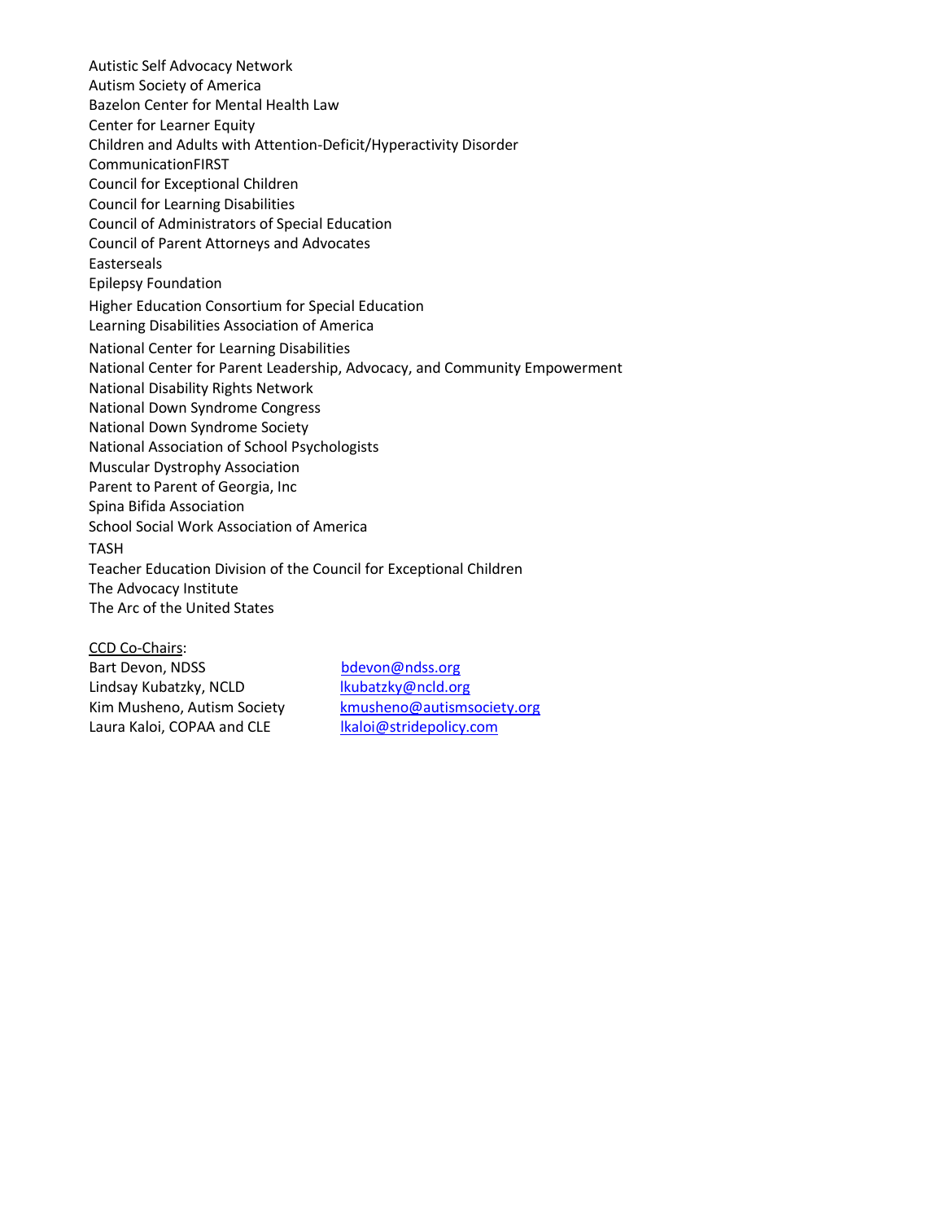Autistic Self Advocacy Network
Autism Society of America
Bazelon Center for Mental Health Law
Center for Learner Equity
Children and Adults with Attention-Deficit/Hyperactivity Disorder
CommunicationFIRST
Council for Exceptional Children
Council for Learning Disabilities
Council of Administrators of Special Education
Council of Parent Attorneys and Advocates
Easterseals
Epilepsy Foundation
Higher Education Consortium for Special Education
Learning Disabilities Association of America
National Center for Learning Disabilities
National Center for Parent Leadership, Advocacy, and Community Empowerment
National Disability Rights Network
National Down Syndrome Congress
National Down Syndrome Society
National Association of School Psychologists
Muscular Dystrophy Association
Parent to Parent of Georgia, Inc
Spina Bifida Association
School Social Work Association of America
TASH
Teacher Education Division of the Council for Exceptional Children
The Advocacy Institute
The Arc of the United States

<u>CCD Co-Chairs</u>:

| | |
|---|---|
| Bart Devon, NDSS | bdevon@ndss.org |
| Lindsay Kubatzky, NCLD | lkubatzky@ncld.org |
| Kim Musheno, Autism Society | kmusheno@autismsociety.org |
| Laura Kaloi, COPAA and CLE | lkaloi@stridepolicy.com |